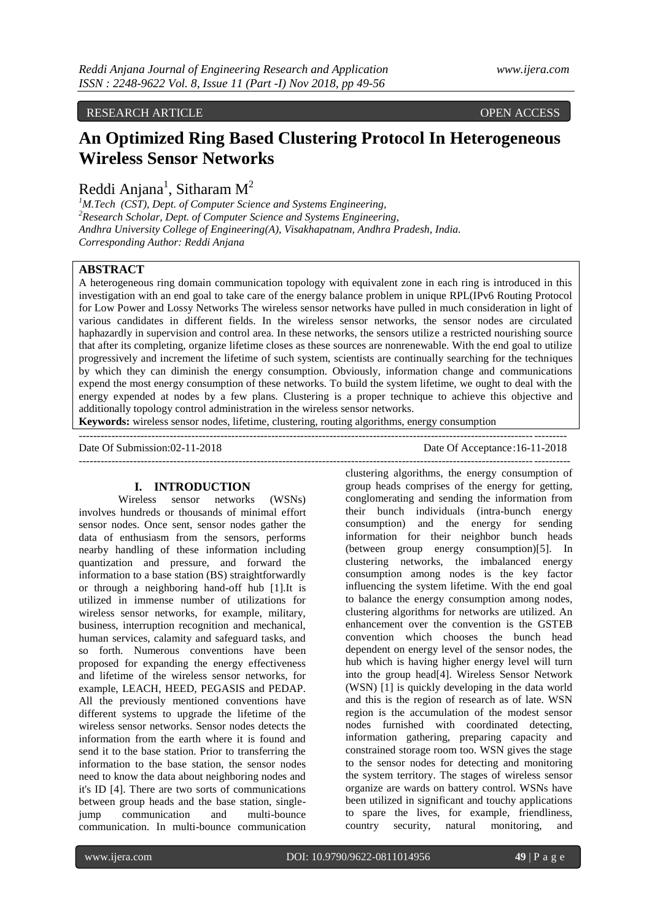RESEARCH ARTICLE OPEN ACCESS

# An Optimized Ring Based Clustering Protocol In Heterogeneous Wireless Sensor Networks

Reddi Anjana[1], Sitharam M[2]

[1]*M.Tech (CST), Dept. of Computer Science and Systems Engineering,*
[2]*Research Scholar, Dept. of Computer Science and Systems Engineering,*
*Andhra University College of Engineering(A), Visakhapatnam, Andhra Pradesh, India.*
*Corresponding Author: Reddi Anjana*

## ABSTRACT

A heterogeneous ring domain communication topology with equivalent zone in each ring is introduced in this investigation with an end goal to take care of the energy balance problem in unique RPL(IPv6 Routing Protocol for Low Power and Lossy Networks The wireless sensor networks have pulled in much consideration in light of various candidates in different fields. In the wireless sensor networks, the sensor nodes are circulated haphazardly in supervision and control area. In these networks, the sensors utilize a restricted nourishing source that after its completing, organize lifetime closes as these sources are nonrenewable. With the end goal to utilize progressively and increment the lifetime of such system, scientists are continually searching for the techniques by which they can diminish the energy consumption. Obviously, information change and communications expend the most energy consumption of these networks. To build the system lifetime, we ought to deal with the energy expended at nodes by a few plans. Clustering is a proper technique to achieve this objective and additionally topology control administration in the wireless sensor networks.

**Keywords:** wireless sensor nodes, lifetime, clustering, routing algorithms, energy consumption

---

Date Of Submission:02-11-2018 Date Of Acceptance:16-11-2018

---

## I. INTRODUCTION

Wireless sensor networks (WSNs) involves hundreds or thousands of minimal effort sensor nodes. Once sent, sensor nodes gather the data of enthusiasm from the sensors, performs nearby handling of these information including quantization and pressure, and forward the information to a base station (BS) straightforwardly or through a neighboring hand-off hub [1].It is utilized in immense number of utilizations for wireless sensor networks, for example, military, business, interruption recognition and mechanical, human services, calamity and safeguard tasks, and so forth. Numerous conventions have been proposed for expanding the energy effectiveness and lifetime of the wireless sensor networks, for example, LEACH, HEED, PEGASIS and PEDAP. All the previously mentioned conventions have different systems to upgrade the lifetime of the wireless sensor networks. Sensor nodes detects the information from the earth where it is found and send it to the base station. Prior to transferring the information to the base station, the sensor nodes need to know the data about neighboring nodes and it's ID [4]. There are two sorts of communications between group heads and the base station, single-jump communication and multi-bounce communication. In multi-bounce communication clustering algorithms, the energy consumption of group heads comprises of the energy for getting, conglomerating and sending the information from their bunch individuals (intra-bunch energy consumption) and the energy for sending information for their neighbor bunch heads (between group energy consumption)[5]. In clustering networks, the imbalanced energy consumption among nodes is the key factor influencing the system lifetime. With the end goal to balance the energy consumption among nodes, clustering algorithms for networks are utilized. An enhancement over the convention is the GSTEB convention which chooses the bunch head dependent on energy level of the sensor nodes, the hub which is having higher energy level will turn into the group head[4]. Wireless Sensor Network (WSN) [1] is quickly developing in the data world and this is the region of research as of late. WSN region is the accumulation of the modest sensor nodes furnished with coordinated detecting, information gathering, preparing capacity and constrained storage room too. WSN gives the stage to the sensor nodes for detecting and monitoring the system territory. The stages of wireless sensor organize are wards on battery control. WSNs have been utilized in significant and touchy applications to spare the lives, for example, friendliness, country security, natural monitoring, and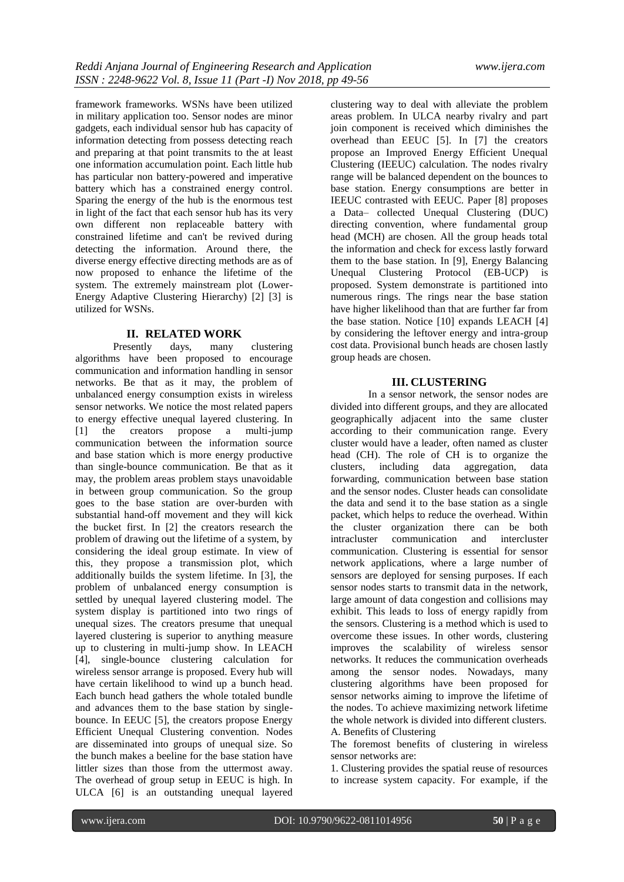framework frameworks. WSNs have been utilized in military application too. Sensor nodes are minor gadgets, each individual sensor hub has capacity of information detecting from possess detecting reach and preparing at that point transmits to the at least one information accumulation point. Each little hub has particular non battery-powered and imperative battery which has a constrained energy control. Sparing the energy of the hub is the enormous test in light of the fact that each sensor hub has its very own different non replaceable battery with constrained lifetime and can't be revived during detecting the information. Around there, the diverse energy effective directing methods are as of now proposed to enhance the lifetime of the system. The extremely mainstream plot (Lower-Energy Adaptive Clustering Hierarchy) [2] [3] is utilized for WSNs.

## II. RELATED WORK

Presently days, many clustering algorithms have been proposed to encourage communication and information handling in sensor networks. Be that as it may, the problem of unbalanced energy consumption exists in wireless sensor networks. We notice the most related papers to energy effective unequal layered clustering. In [1] the creators propose a multi-jump communication between the information source and base station which is more energy productive than single-bounce communication. Be that as it may, the problem areas problem stays unavoidable in between group communication. So the group goes to the base station are over-burden with substantial hand-off movement and they will kick the bucket first. In [2] the creators research the problem of drawing out the lifetime of a system, by considering the ideal group estimate. In view of this, they propose a transmission plot, which additionally builds the system lifetime. In [3], the problem of unbalanced energy consumption is settled by unequal layered clustering model. The system display is partitioned into two rings of unequal sizes. The creators presume that unequal layered clustering is superior to anything measure up to clustering in multi-jump show. In LEACH [4], single-bounce clustering calculation for wireless sensor arrange is proposed. Every hub will have certain likelihood to wind up a bunch head. Each bunch head gathers the whole totaled bundle and advances them to the base station by single-bounce. In EEUC [5], the creators propose Energy Efficient Unequal Clustering convention. Nodes are disseminated into groups of unequal size. So the bunch makes a beeline for the base station have littler sizes than those from the uttermost away. The overhead of group setup in EEUC is high. In ULCA [6] is an outstanding unequal layered clustering way to deal with alleviate the problem areas problem. In ULCA nearby rivalry and part join component is received which diminishes the overhead than EEUC [5]. In [7] the creators propose an Improved Energy Efficient Unequal Clustering (IEEUC) calculation. The nodes rivalry range will be balanced dependent on the bounces to base station. Energy consumptions are better in IEEUC contrasted with EEUC. Paper [8] proposes a Data– collected Unequal Clustering (DUC) directing convention, where fundamental group head (MCH) are chosen. All the group heads total the information and check for excess lastly forward them to the base station. In [9], Energy Balancing Unequal Clustering Protocol (EB-UCP) is proposed. System demonstrate is partitioned into numerous rings. The rings near the base station have higher likelihood than that are further far from the base station. Notice [10] expands LEACH [4] by considering the leftover energy and intra-group cost data. Provisional bunch heads are chosen lastly group heads are chosen.

## III. CLUSTERING

In a sensor network, the sensor nodes are divided into different groups, and they are allocated geographically adjacent into the same cluster according to their communication range. Every cluster would have a leader, often named as cluster head (CH). The role of CH is to organize the clusters, including data aggregation, data forwarding, communication between base station and the sensor nodes. Cluster heads can consolidate the data and send it to the base station as a single packet, which helps to reduce the overhead. Within the cluster organization there can be both intracluster communication and intercluster communication. Clustering is essential for sensor network applications, where a large number of sensors are deployed for sensing purposes. If each sensor nodes starts to transmit data in the network, large amount of data congestion and collisions may exhibit. This leads to loss of energy rapidly from the sensors. Clustering is a method which is used to overcome these issues. In other words, clustering improves the scalability of wireless sensor networks. It reduces the communication overheads among the sensor nodes. Nowadays, many clustering algorithms have been proposed for sensor networks aiming to improve the lifetime of the nodes. To achieve maximizing network lifetime the whole network is divided into different clusters.

A. Benefits of Clustering

The foremost benefits of clustering in wireless sensor networks are:

1. Clustering provides the spatial reuse of resources to increase system capacity. For example, if the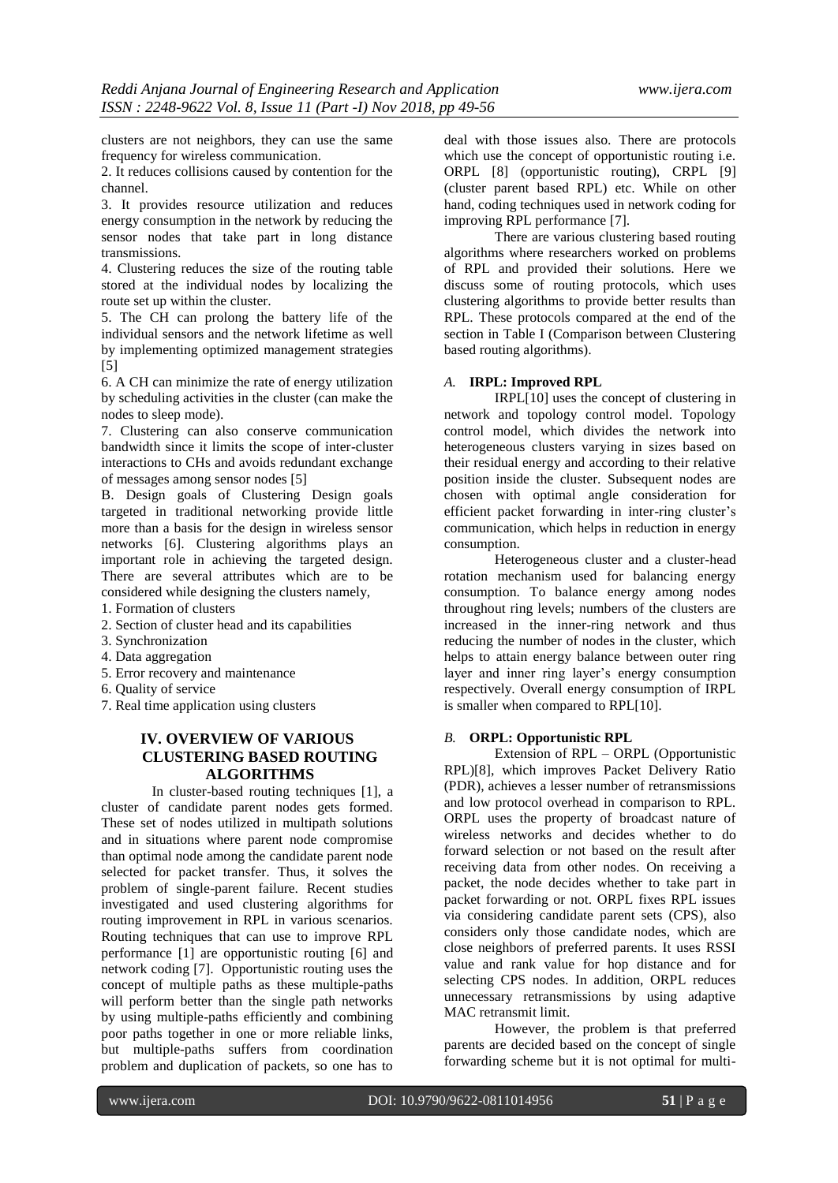clusters are not neighbors, they can use the same frequency for wireless communication.

2. It reduces collisions caused by contention for the channel.

3. It provides resource utilization and reduces energy consumption in the network by reducing the sensor nodes that take part in long distance transmissions.

4. Clustering reduces the size of the routing table stored at the individual nodes by localizing the route set up within the cluster.

5. The CH can prolong the battery life of the individual sensors and the network lifetime as well by implementing optimized management strategies [5]

6. A CH can minimize the rate of energy utilization by scheduling activities in the cluster (can make the nodes to sleep mode).

7. Clustering can also conserve communication bandwidth since it limits the scope of inter-cluster interactions to CHs and avoids redundant exchange of messages among sensor nodes [5]

B. Design goals of Clustering Design goals targeted in traditional networking provide little more than a basis for the design in wireless sensor networks [6]. Clustering algorithms plays an important role in achieving the targeted design. There are several attributes which are to be considered while designing the clusters namely,

1. Formation of clusters
2. Section of cluster head and its capabilities
3. Synchronization
4. Data aggregation
5. Error recovery and maintenance
6. Quality of service
7. Real time application using clusters

## IV. OVERVIEW OF VARIOUS CLUSTERING BASED ROUTING ALGORITHMS

In cluster-based routing techniques [1], a cluster of candidate parent nodes gets formed. These set of nodes utilized in multipath solutions and in situations where parent node compromise than optimal node among the candidate parent node selected for packet transfer. Thus, it solves the problem of single-parent failure. Recent studies investigated and used clustering algorithms for routing improvement in RPL in various scenarios. Routing techniques that can use to improve RPL performance [1] are opportunistic routing [6] and network coding [7]. Opportunistic routing uses the concept of multiple paths as these multiple-paths will perform better than the single path networks by using multiple-paths efficiently and combining poor paths together in one or more reliable links, but multiple-paths suffers from coordination problem and duplication of packets, so one has to deal with those issues also. There are protocols which use the concept of opportunistic routing i.e. ORPL [8] (opportunistic routing), CRPL [9] (cluster parent based RPL) etc. While on other hand, coding techniques used in network coding for improving RPL performance [7].

There are various clustering based routing algorithms where researchers worked on problems of RPL and provided their solutions. Here we discuss some of routing protocols, which uses clustering algorithms to provide better results than RPL. These protocols compared at the end of the section in Table I (Comparison between Clustering based routing algorithms).

### *A.* **IRPL: Improved RPL**

IRPL[10] uses the concept of clustering in network and topology control model. Topology control model, which divides the network into heterogeneous clusters varying in sizes based on their residual energy and according to their relative position inside the cluster. Subsequent nodes are chosen with optimal angle consideration for efficient packet forwarding in inter-ring cluster's communication, which helps in reduction in energy consumption.

Heterogeneous cluster and a cluster-head rotation mechanism used for balancing energy consumption. To balance energy among nodes throughout ring levels; numbers of the clusters are increased in the inner-ring network and thus reducing the number of nodes in the cluster, which helps to attain energy balance between outer ring layer and inner ring layer's energy consumption respectively. Overall energy consumption of IRPL is smaller when compared to RPL[10].

### *B.* **ORPL: Opportunistic RPL**

Extension of RPL – ORPL (Opportunistic RPL)[8], which improves Packet Delivery Ratio (PDR), achieves a lesser number of retransmissions and low protocol overhead in comparison to RPL. ORPL uses the property of broadcast nature of wireless networks and decides whether to do forward selection or not based on the result after receiving data from other nodes. On receiving a packet, the node decides whether to take part in packet forwarding or not. ORPL fixes RPL issues via considering candidate parent sets (CPS), also considers only those candidate nodes, which are close neighbors of preferred parents. It uses RSSI value and rank value for hop distance and for selecting CPS nodes. In addition, ORPL reduces unnecessary retransmissions by using adaptive MAC retransmit limit.

However, the problem is that preferred parents are decided based on the concept of single forwarding scheme but it is not optimal for multi-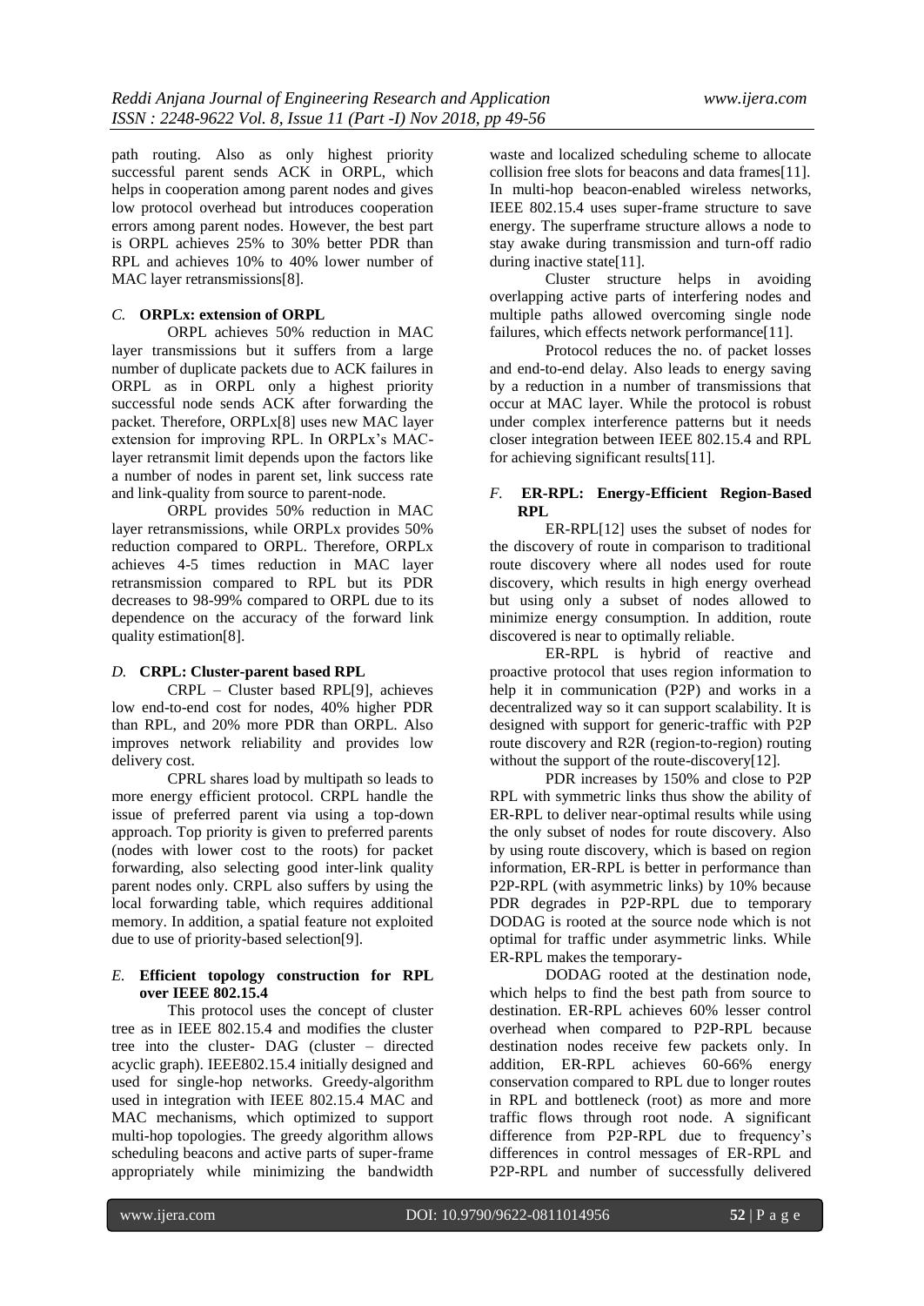path routing. Also as only highest priority successful parent sends ACK in ORPL, which helps in cooperation among parent nodes and gives low protocol overhead but introduces cooperation errors among parent nodes. However, the best part is ORPL achieves 25% to 30% better PDR than RPL and achieves 10% to 40% lower number of MAC layer retransmissions[8].

### *C.* **ORPLx: extension of ORPL**

ORPL achieves 50% reduction in MAC layer transmissions but it suffers from a large number of duplicate packets due to ACK failures in ORPL as in ORPL only a highest priority successful node sends ACK after forwarding the packet. Therefore, ORPLx[8] uses new MAC layer extension for improving RPL. In ORPLx's MAC-layer retransmit limit depends upon the factors like a number of nodes in parent set, link success rate and link-quality from source to parent-node.

ORPL provides 50% reduction in MAC layer retransmissions, while ORPLx provides 50% reduction compared to ORPL. Therefore, ORPLx achieves 4-5 times reduction in MAC layer retransmission compared to RPL but its PDR decreases to 98-99% compared to ORPL due to its dependence on the accuracy of the forward link quality estimation[8].

### *D.* **CRPL: Cluster-parent based RPL**

CRPL – Cluster based RPL[9], achieves low end-to-end cost for nodes, 40% higher PDR than RPL, and 20% more PDR than ORPL. Also improves network reliability and provides low delivery cost.

CPRL shares load by multipath so leads to more energy efficient protocol. CRPL handle the issue of preferred parent via using a top-down approach. Top priority is given to preferred parents (nodes with lower cost to the roots) for packet forwarding, also selecting good inter-link quality parent nodes only. CRPL also suffers by using the local forwarding table, which requires additional memory. In addition, a spatial feature not exploited due to use of priority-based selection[9].

### *E.* **Efficient topology construction for RPL over IEEE 802.15.4**

This protocol uses the concept of cluster tree as in IEEE 802.15.4 and modifies the cluster tree into the cluster- DAG (cluster – directed acyclic graph). IEEE802.15.4 initially designed and used for single-hop networks. Greedy-algorithm used in integration with IEEE 802.15.4 MAC and MAC mechanisms, which optimized to support multi-hop topologies. The greedy algorithm allows scheduling beacons and active parts of super-frame appropriately while minimizing the bandwidth waste and localized scheduling scheme to allocate collision free slots for beacons and data frames[11]. In multi-hop beacon-enabled wireless networks, IEEE 802.15.4 uses super-frame structure to save energy. The superframe structure allows a node to stay awake during transmission and turn-off radio during inactive state[11].

Cluster structure helps in avoiding overlapping active parts of interfering nodes and multiple paths allowed overcoming single node failures, which effects network performance[11].

Protocol reduces the no. of packet losses and end-to-end delay. Also leads to energy saving by a reduction in a number of transmissions that occur at MAC layer. While the protocol is robust under complex interference patterns but it needs closer integration between IEEE 802.15.4 and RPL for achieving significant results[11].

### *F.* **ER-RPL: Energy-Efficient Region-Based RPL**

ER-RPL[12] uses the subset of nodes for the discovery of route in comparison to traditional route discovery where all nodes used for route discovery, which results in high energy overhead but using only a subset of nodes allowed to minimize energy consumption. In addition, route discovered is near to optimally reliable.

ER-RPL is hybrid of reactive and proactive protocol that uses region information to help it in communication (P2P) and works in a decentralized way so it can support scalability. It is designed with support for generic-traffic with P2P route discovery and R2R (region-to-region) routing without the support of the route-discovery[12].

PDR increases by 150% and close to P2P RPL with symmetric links thus show the ability of ER-RPL to deliver near-optimal results while using the only subset of nodes for route discovery. Also by using route discovery, which is based on region information, ER-RPL is better in performance than P2P-RPL (with asymmetric links) by 10% because PDR degrades in P2P-RPL due to temporary DODAG is rooted at the source node which is not optimal for traffic under asymmetric links. While ER-RPL makes the temporary-

DODAG rooted at the destination node, which helps to find the best path from source to destination. ER-RPL achieves 60% lesser control overhead when compared to P2P-RPL because destination nodes receive few packets only. In addition, ER-RPL achieves 60-66% energy conservation compared to RPL due to longer routes in RPL and bottleneck (root) as more and more traffic flows through root node. A significant difference from P2P-RPL due to frequency's differences in control messages of ER-RPL and P2P-RPL and number of successfully delivered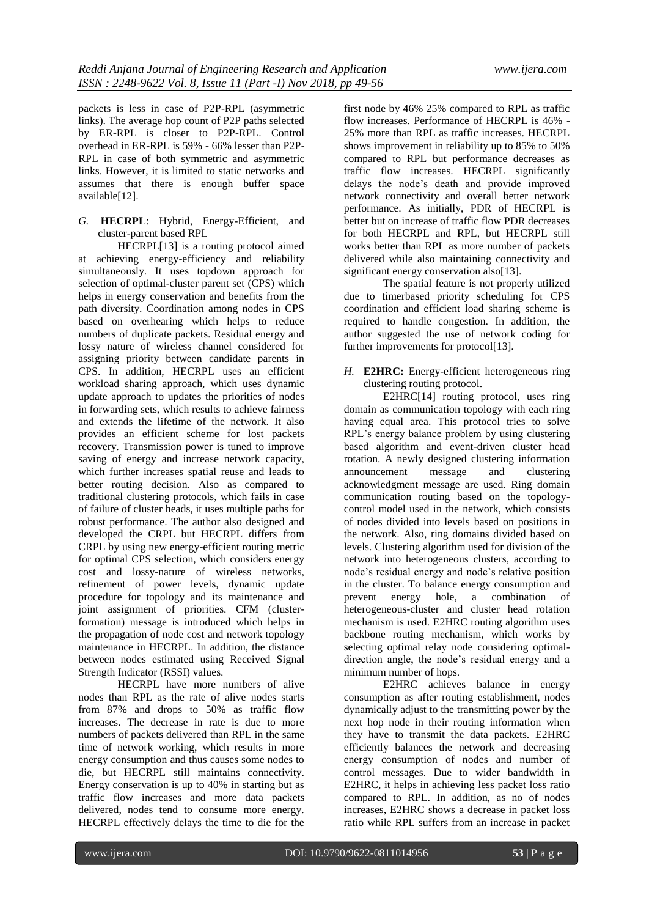packets is less in case of P2P-RPL (asymmetric links). The average hop count of P2P paths selected by ER-RPL is closer to P2P-RPL. Control overhead in ER-RPL is 59% - 66% lesser than P2P-RPL in case of both symmetric and asymmetric links. However, it is limited to static networks and assumes that there is enough buffer space available[12].

*G.* **HECRPL**: Hybrid, Energy-Efficient, and cluster-parent based RPL

HECRPL[13] is a routing protocol aimed at achieving energy-efficiency and reliability simultaneously. It uses topdown approach for selection of optimal-cluster parent set (CPS) which helps in energy conservation and benefits from the path diversity. Coordination among nodes in CPS based on overhearing which helps to reduce numbers of duplicate packets. Residual energy and lossy nature of wireless channel considered for assigning priority between candidate parents in CPS. In addition, HECRPL uses an efficient workload sharing approach, which uses dynamic update approach to updates the priorities of nodes in forwarding sets, which results to achieve fairness and extends the lifetime of the network. It also provides an efficient scheme for lost packets recovery. Transmission power is tuned to improve saving of energy and increase network capacity, which further increases spatial reuse and leads to better routing decision. Also as compared to traditional clustering protocols, which fails in case of failure of cluster heads, it uses multiple paths for robust performance. The author also designed and developed the CRPL but HECRPL differs from CRPL by using new energy-efficient routing metric for optimal CPS selection, which considers energy cost and lossy-nature of wireless networks, refinement of power levels, dynamic update procedure for topology and its maintenance and joint assignment of priorities. CFM (cluster-formation) message is introduced which helps in the propagation of node cost and network topology maintenance in HECRPL. In addition, the distance between nodes estimated using Received Signal Strength Indicator (RSSI) values.

HECRPL have more numbers of alive nodes than RPL as the rate of alive nodes starts from 87% and drops to 50% as traffic flow increases. The decrease in rate is due to more numbers of packets delivered than RPL in the same time of network working, which results in more energy consumption and thus causes some nodes to die, but HECRPL still maintains connectivity. Energy conservation is up to 40% in starting but as traffic flow increases and more data packets delivered, nodes tend to consume more energy. HECRPL effectively delays the time to die for the first node by 46% 25% compared to RPL as traffic flow increases. Performance of HECRPL is 46% - 25% more than RPL as traffic increases. HECRPL shows improvement in reliability up to 85% to 50% compared to RPL but performance decreases as traffic flow increases. HECRPL significantly delays the node's death and provide improved network connectivity and overall better network performance. As initially, PDR of HECRPL is better but on increase of traffic flow PDR decreases for both HECRPL and RPL, but HECRPL still works better than RPL as more number of packets delivered while also maintaining connectivity and significant energy conservation also[13].

The spatial feature is not properly utilized due to timerbased priority scheduling for CPS coordination and efficient load sharing scheme is required to handle congestion. In addition, the author suggested the use of network coding for further improvements for protocol[13].

*H.* **E2HRC:** Energy-efficient heterogeneous ring clustering routing protocol.

E2HRC[14] routing protocol, uses ring domain as communication topology with each ring having equal area. This protocol tries to solve RPL's energy balance problem by using clustering based algorithm and event-driven cluster head rotation. A newly designed clustering information announcement message and clustering acknowledgment message are used. Ring domain communication routing based on the topology-control model used in the network, which consists of nodes divided into levels based on positions in the network. Also, ring domains divided based on levels. Clustering algorithm used for division of the network into heterogeneous clusters, according to node's residual energy and node's relative position in the cluster. To balance energy consumption and prevent energy hole, a combination of heterogeneous-cluster and cluster head rotation mechanism is used. E2HRC routing algorithm uses backbone routing mechanism, which works by selecting optimal relay node considering optimal-direction angle, the node's residual energy and a minimum number of hops.

E2HRC achieves balance in energy consumption as after routing establishment, nodes dynamically adjust to the transmitting power by the next hop node in their routing information when they have to transmit the data packets. E2HRC efficiently balances the network and decreasing energy consumption of nodes and number of control messages. Due to wider bandwidth in E2HRC, it helps in achieving less packet loss ratio compared to RPL. In addition, as no of nodes increases, E2HRC shows a decrease in packet loss ratio while RPL suffers from an increase in packet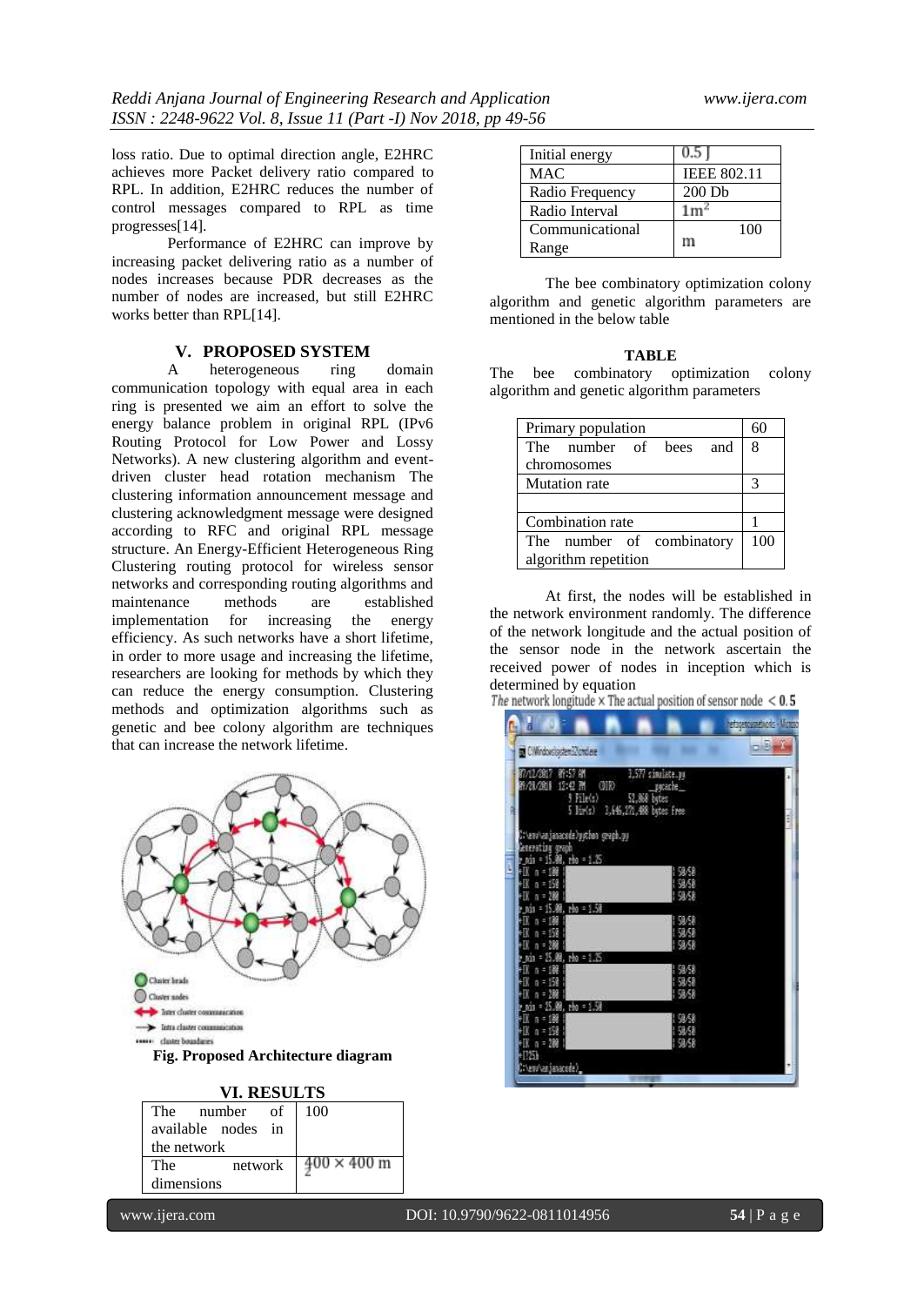loss ratio. Due to optimal direction angle, E2HRC achieves more Packet delivery ratio compared to RPL. In addition, E2HRC reduces the number of control messages compared to RPL as time progresses[14].

Performance of E2HRC can improve by increasing packet delivering ratio as a number of nodes increases because PDR decreases as the number of nodes are increased, but still E2HRC works better than RPL[14].

## V. PROPOSED SYSTEM

A heterogeneous ring domain communication topology with equal area in each ring is presented we aim an effort to solve the energy balance problem in original RPL (IPv6 Routing Protocol for Low Power and Lossy Networks). A new clustering algorithm and event-driven cluster head rotation mechanism The clustering information announcement message and clustering acknowledgment message were designed according to RFC and original RPL message structure. An Energy-Efficient Heterogeneous Ring Clustering routing protocol for wireless sensor networks and corresponding routing algorithms and maintenance methods are established implementation for increasing the energy efficiency. As such networks have a short lifetime, in order to more usage and increasing the lifetime, researchers are looking for methods by which they can reduce the energy consumption. Clustering methods and optimization algorithms such as genetic and bee colony algorithm are techniques that can increase the network lifetime.

Cluster heads
Cluster nodes
Inter cluster communication
Intra cluster communication
cluster boundaries

**Fig. Proposed Architecture diagram**

## VI. RESULTS

| | |
|---|---|
| The number of available nodes in the network | 100 |
| The network dimensions | $400 \times 400$ m |
| Initial energy | 0.5 J |
| MAC | IEEE 802.11 |
| Radio Frequency | 200 Db |
| Radio Interval | $1m^2$ |
| Communicational Range | 100 m |

The bee combinatory optimization colony algorithm and genetic algorithm parameters are mentioned in the below table

**TABLE**

The bee combinatory optimization colony algorithm and genetic algorithm parameters

| | |
|---|---|
| Primary population | 60 |
| The number of bees and chromosomes | 8 |
| Mutation rate | 3 |
| | |
| Combination rate | 1 |
| The number of combinatory algorithm repetition | 100 |

At first, the nodes will be established in the network environment randomly. The difference of the network longitude and the actual position of the sensor node in the network ascertain the received power of nodes in inception which is determined by equation

*The network longitude × The actual position of sensor node* $< 0.5$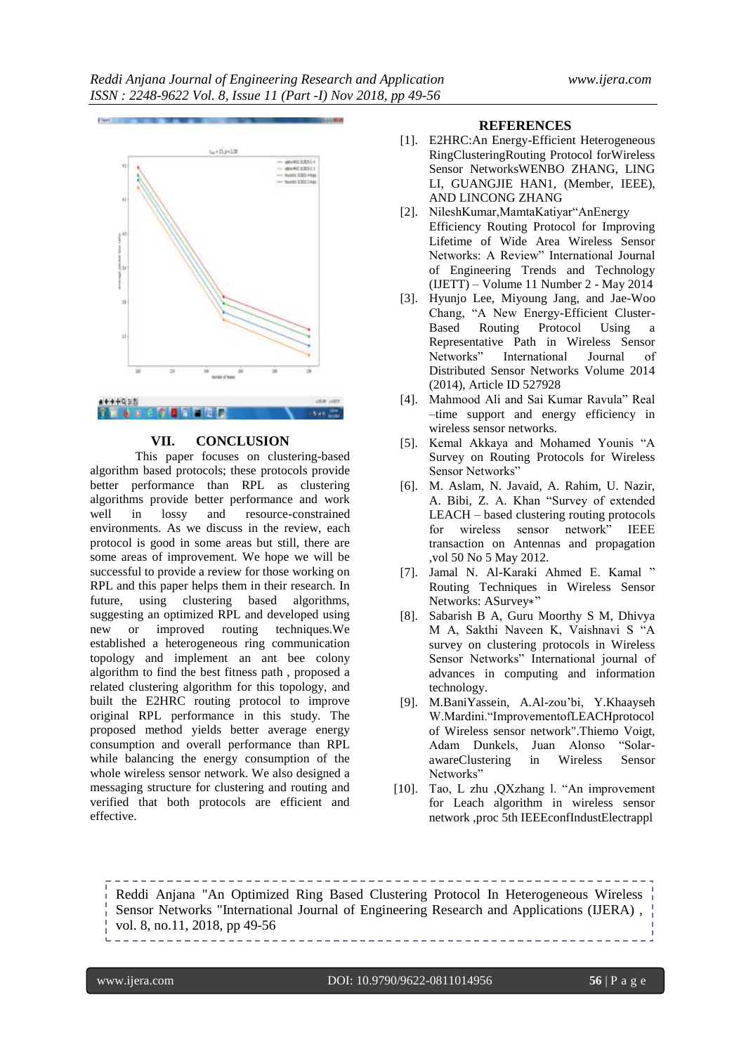## VII. CONCLUSION

This paper focuses on clustering-based algorithm based protocols; these protocols provide better performance than RPL as clustering algorithms provide better performance and work well in lossy and resource-constrained environments. As we discuss in the review, each protocol is good in some areas but still, there are some areas of improvement. We hope we will be successful to provide a review for those working on RPL and this paper helps them in their research. In future, using clustering based algorithms, suggesting an optimized RPL and developed using new or improved routing techniques.We established a heterogeneous ring communication topology and implement an ant bee colony algorithm to find the best fitness path , proposed a related clustering algorithm for this topology, and built the E2HRC routing protocol to improve original RPL performance in this study. The proposed method yields better average energy consumption and overall performance than RPL while balancing the energy consumption of the whole wireless sensor network. We also designed a messaging structure for clustering and routing and verified that both protocols are efficient and effective.

## REFERENCES

[1]. E2HRC:An Energy-Efficient Heterogeneous RingClusteringRouting Protocol forWireless Sensor NetworksWENBO ZHANG, LING LI, GUANGJIE HAN1, (Member, IEEE), AND LINCONG ZHANG

[2]. NileshKumar,MamtaKatiyar"AnEnergy Efficiency Routing Protocol for Improving Lifetime of Wide Area Wireless Sensor Networks: A Review" International Journal of Engineering Trends and Technology (IJETT) – Volume 11 Number 2 - May 2014

[3]. Hyunjo Lee, Miyoung Jang, and Jae-Woo Chang, "A New Energy-Efficient Cluster-Based Routing Protocol Using a Representative Path in Wireless Sensor Networks" International Journal of Distributed Sensor Networks Volume 2014 (2014), Article ID 527928

[4]. Mahmood Ali and Sai Kumar Ravula" Real –time support and energy efficiency in wireless sensor networks.

[5]. Kemal Akkaya and Mohamed Younis "A Survey on Routing Protocols for Wireless Sensor Networks"

[6]. M. Aslam, N. Javaid, A. Rahim, U. Nazir, A. Bibi, Z. A. Khan "Survey of extended LEACH – based clustering routing protocols for wireless sensor network" IEEE transaction on Antennas and propagation ,vol 50 No 5 May 2012.

[7]. Jamal N. Al-Karaki Ahmed E. Kamal " Routing Techniques in Wireless Sensor Networks: ASurvey*"

[8]. Sabarish B A, Guru Moorthy S M, Dhivya M A, Sakthi Naveen K, Vaishnavi S "A survey on clustering protocols in Wireless Sensor Networks" International journal of advances in computing and information technology.

[9]. M.BaniYassein, A.Al-zou'bi, Y.Khaayseh W.Mardini."ImprovementofLEACHprotocol of Wireless sensor network".Thiemo Voigt, Adam Dunkels, Juan Alonso "Solar-awareClustering in Wireless Sensor Networks"

[10]. Tao, L zhu ,QXzhang l. "An improvement for Leach algorithm in wireless sensor network ,proc 5th IEEEconfIndustElectrappl

Reddi Anjana "An Optimized Ring Based Clustering Protocol In Heterogeneous Wireless Sensor Networks "International Journal of Engineering Research and Applications (IJERA) , vol. 8, no.11, 2018, pp 49-56